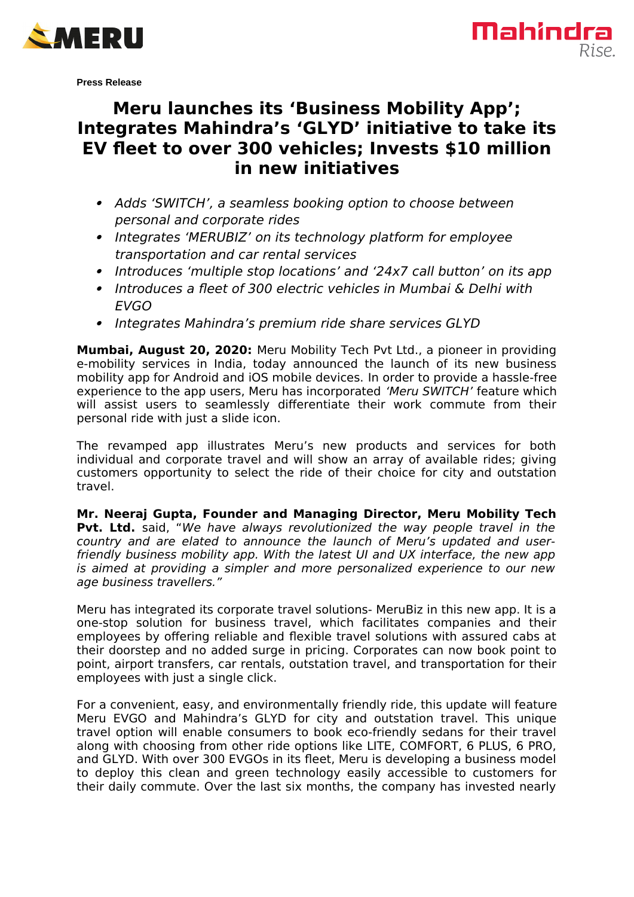**Press Release**

# Meru launches its 'Business Mobility App'; Integrates Mahindra's 'GLYD' initiative to take its EV fleet to over 300 vehicles; Invests $10 million in new initiatives

- *Adds 'SWITCH', a seamless booking option to choose between personal and corporate rides*
- *Integrates 'MERUBIZ' on its technology platform for employee transportation and car rental services*
- *Introduces 'multiple stop locations' and '24x7 call button' on its app*
- *Introduces a fleet of 300 electric vehicles in Mumbai & Delhi with EVGO*
- *Integrates Mahindra's premium ride share services GLYD*

**Mumbai, August 20, 2020:** Meru Mobility Tech Pvt Ltd., a pioneer in providing e-mobility services in India, today announced the launch of its new business mobility app for Android and iOS mobile devices. In order to provide a hassle-free experience to the app users, Meru has incorporated *'Meru SWITCH'* feature which will assist users to seamlessly differentiate their work commute from their personal ride with just a slide icon.

The revamped app illustrates Meru's new products and services for both individual and corporate travel and will show an array of available rides; giving customers opportunity to select the ride of their choice for city and outstation travel.

**Mr. Neeraj Gupta, Founder and Managing Director, Meru Mobility Tech Pvt. Ltd.** said, "*We have always revolutionized the way people travel in the country and are elated to announce the launch of Meru's updated and user-friendly business mobility app. With the latest UI and UX interface, the new app is aimed at providing a simpler and more personalized experience to our new age business travellers.*"

Meru has integrated its corporate travel solutions- MeruBiz in this new app. It is a one-stop solution for business travel, which facilitates companies and their employees by offering reliable and flexible travel solutions with assured cabs at their doorstep and no added surge in pricing. Corporates can now book point to point, airport transfers, car rentals, outstation travel, and transportation for their employees with just a single click.

For a convenient, easy, and environmentally friendly ride, this update will feature Meru EVGO and Mahindra's GLYD for city and outstation travel. This unique travel option will enable consumers to book eco-friendly sedans for their travel along with choosing from other ride options like LITE, COMFORT, 6 PLUS, 6 PRO, and GLYD. With over 300 EVGOs in its fleet, Meru is developing a business model to deploy this clean and green technology easily accessible to customers for their daily commute. Over the last six months, the company has invested nearly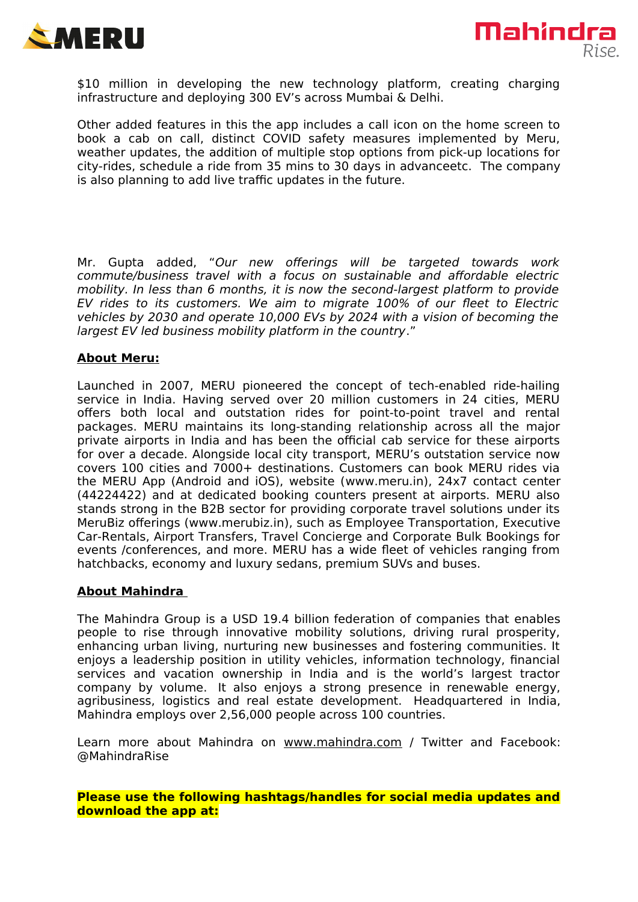$10 million in developing the new technology platform, creating charging infrastructure and deploying 300 EV's across Mumbai & Delhi.

Other added features in this the app includes a call icon on the home screen to book a cab on call, distinct COVID safety measures implemented by Meru, weather updates, the addition of multiple stop options from pick-up locations for city-rides, schedule a ride from 35 mins to 30 days in advanceetc. The company is also planning to add live traffic updates in the future.

Mr. Gupta added, "*Our new offerings will be targeted towards work commute/business travel with a focus on sustainable and affordable electric mobility. In less than 6 months, it is now the second-largest platform to provide EV rides to its customers. We aim to migrate 100% of our fleet to Electric vehicles by 2030 and operate 10,000 EVs by 2024 with a vision of becoming the largest EV led business mobility platform in the country*."

**About Meru:**

Launched in 2007, MERU pioneered the concept of tech-enabled ride-hailing service in India. Having served over 20 million customers in 24 cities, MERU offers both local and outstation rides for point-to-point travel and rental packages. MERU maintains its long-standing relationship across all the major private airports in India and has been the official cab service for these airports for over a decade. Alongside local city transport, MERU's outstation service now covers 100 cities and 7000+ destinations. Customers can book MERU rides via the MERU App (Android and iOS), website (www.meru.in), 24x7 contact center (44224422) and at dedicated booking counters present at airports. MERU also stands strong in the B2B sector for providing corporate travel solutions under its MeruBiz offerings (www.merubiz.in), such as Employee Transportation, Executive Car-Rentals, Airport Transfers, Travel Concierge and Corporate Bulk Bookings for events /conferences, and more. MERU has a wide fleet of vehicles ranging from hatchbacks, economy and luxury sedans, premium SUVs and buses.

**About Mahindra**

The Mahindra Group is a USD 19.4 billion federation of companies that enables people to rise through innovative mobility solutions, driving rural prosperity, enhancing urban living, nurturing new businesses and fostering communities. It enjoys a leadership position in utility vehicles, information technology, financial services and vacation ownership in India and is the world's largest tractor company by volume. It also enjoys a strong presence in renewable energy, agribusiness, logistics and real estate development. Headquartered in India, Mahindra employs over 2,56,000 people across 100 countries.

Learn more about Mahindra on www.mahindra.com / Twitter and Facebook: @MahindraRise

**Please use the following hashtags/handles for social media updates and download the app at:**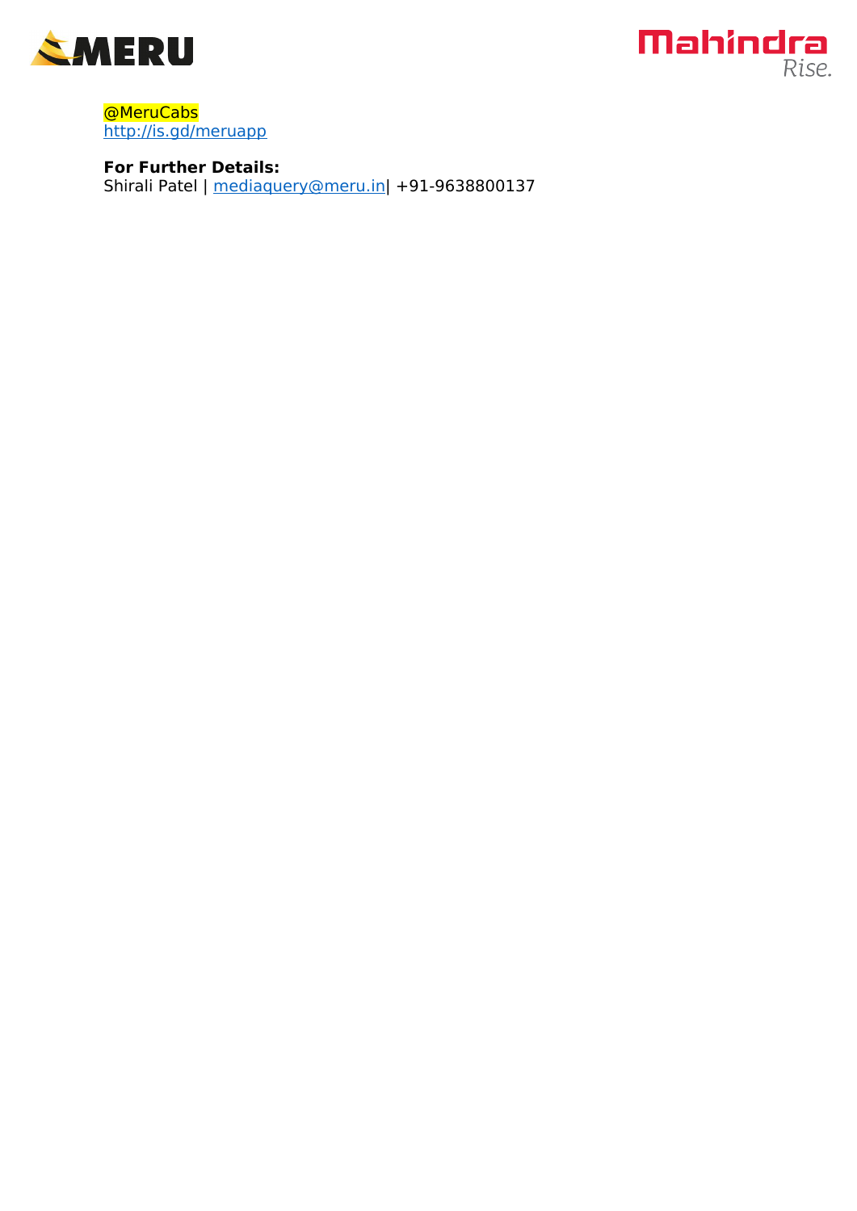@MeruCabs
http://is.gd/meruapp

**For Further Details:**
Shirali Patel | mediaquery@meru.in| +91-9638800137